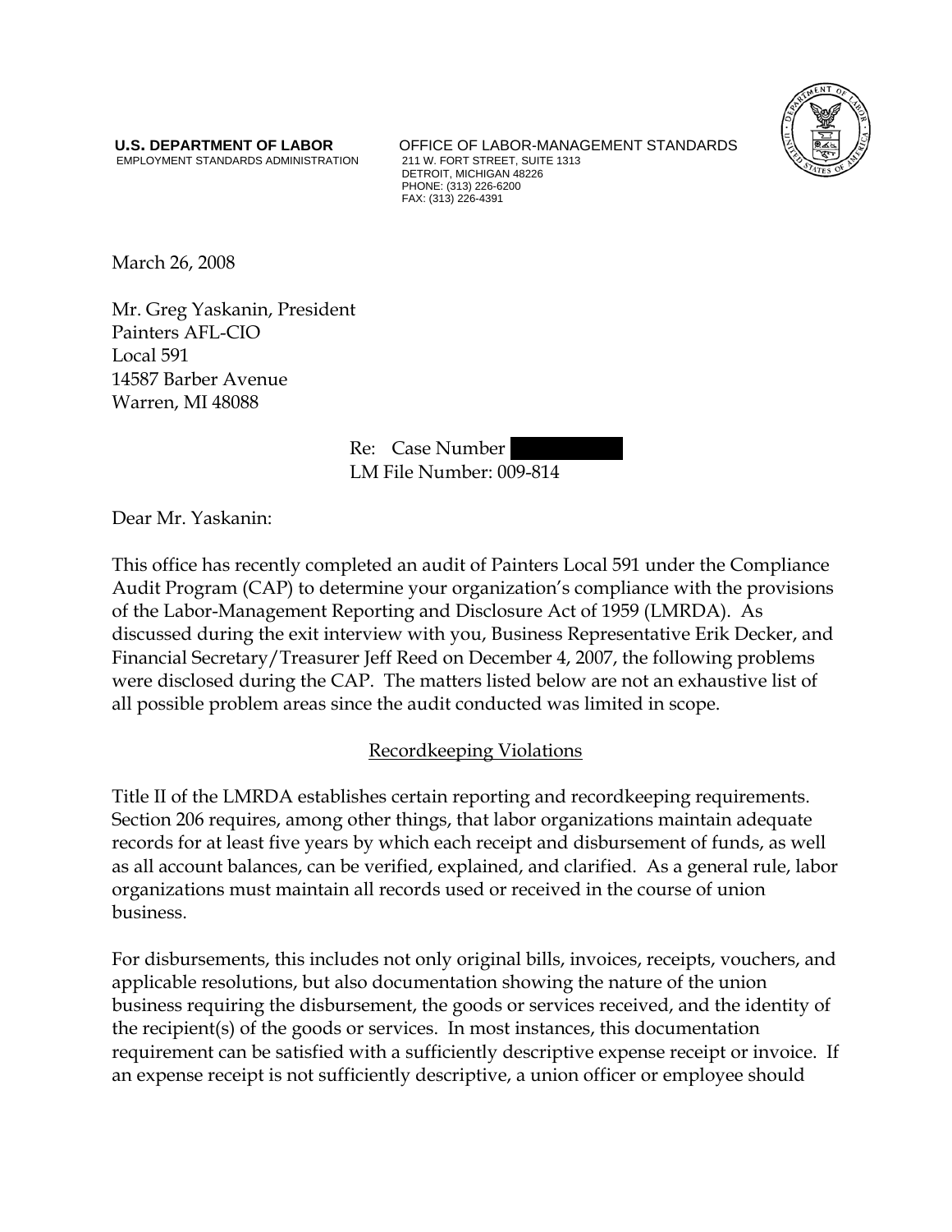**U.S. DEPARTMENT OF LABOR**
EMPLOYMENT STANDARDS ADMINISTRATION

OFFICE OF LABOR-MANAGEMENT STANDARDS
211 W. FORT STREET, SUITE 1313
DETROIT, MICHIGAN 48226
PHONE: (313) 226-6200
FAX: (313) 226-4391

March 26, 2008

Mr. Greg Yaskanin, President
Painters AFL-CIO
Local 591
14587 Barber Avenue
Warren, MI 48088

Re: Case Number
LM File Number: 009-814

Dear Mr. Yaskanin:

This office has recently completed an audit of Painters Local 591 under the Compliance Audit Program (CAP) to determine your organization's compliance with the provisions of the Labor-Management Reporting and Disclosure Act of 1959 (LMRDA). As discussed during the exit interview with you, Business Representative Erik Decker, and Financial Secretary/Treasurer Jeff Reed on December 4, 2007, the following problems were disclosed during the CAP. The matters listed below are not an exhaustive list of all possible problem areas since the audit conducted was limited in scope.

## Recordkeeping Violations

Title II of the LMRDA establishes certain reporting and recordkeeping requirements. Section 206 requires, among other things, that labor organizations maintain adequate records for at least five years by which each receipt and disbursement of funds, as well as all account balances, can be verified, explained, and clarified. As a general rule, labor organizations must maintain all records used or received in the course of union business.

For disbursements, this includes not only original bills, invoices, receipts, vouchers, and applicable resolutions, but also documentation showing the nature of the union business requiring the disbursement, the goods or services received, and the identity of the recipient(s) of the goods or services. In most instances, this documentation requirement can be satisfied with a sufficiently descriptive expense receipt or invoice. If an expense receipt is not sufficiently descriptive, a union officer or employee should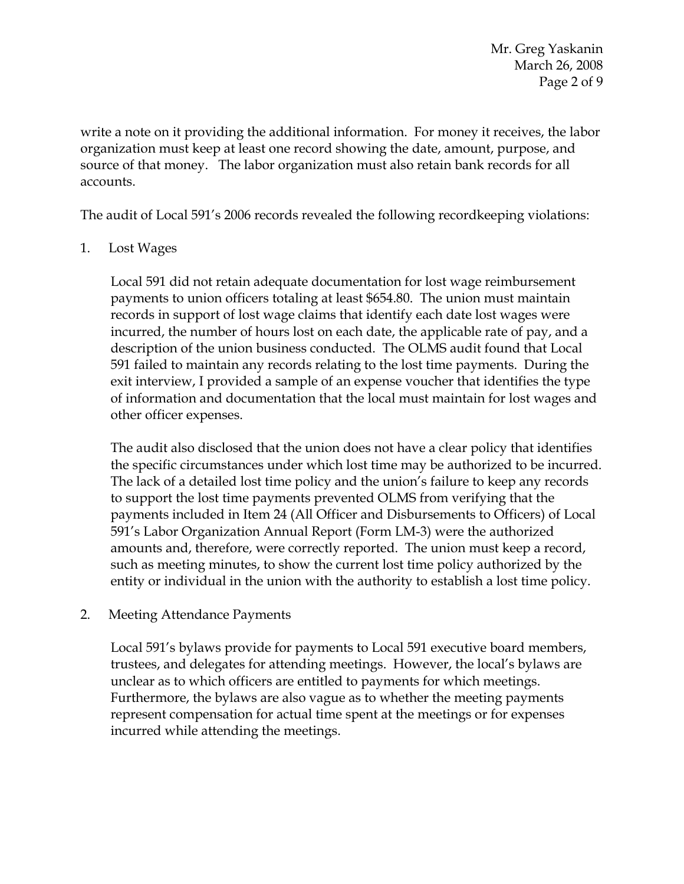write a note on it providing the additional information. For money it receives, the labor organization must keep at least one record showing the date, amount, purpose, and source of that money. The labor organization must also retain bank records for all accounts.

The audit of Local 591's 2006 records revealed the following recordkeeping violations:

1. Lost Wages

   Local 591 did not retain adequate documentation for lost wage reimbursement payments to union officers totaling at least $654.80. The union must maintain records in support of lost wage claims that identify each date lost wages were incurred, the number of hours lost on each date, the applicable rate of pay, and a description of the union business conducted. The OLMS audit found that Local 591 failed to maintain any records relating to the lost time payments. During the exit interview, I provided a sample of an expense voucher that identifies the type of information and documentation that the local must maintain for lost wages and other officer expenses.

   The audit also disclosed that the union does not have a clear policy that identifies the specific circumstances under which lost time may be authorized to be incurred. The lack of a detailed lost time policy and the union's failure to keep any records to support the lost time payments prevented OLMS from verifying that the payments included in Item 24 (All Officer and Disbursements to Officers) of Local 591's Labor Organization Annual Report (Form LM-3) were the authorized amounts and, therefore, were correctly reported. The union must keep a record, such as meeting minutes, to show the current lost time policy authorized by the entity or individual in the union with the authority to establish a lost time policy.

2. Meeting Attendance Payments

   Local 591's bylaws provide for payments to Local 591 executive board members, trustees, and delegates for attending meetings. However, the local's bylaws are unclear as to which officers are entitled to payments for which meetings. Furthermore, the bylaws are also vague as to whether the meeting payments represent compensation for actual time spent at the meetings or for expenses incurred while attending the meetings.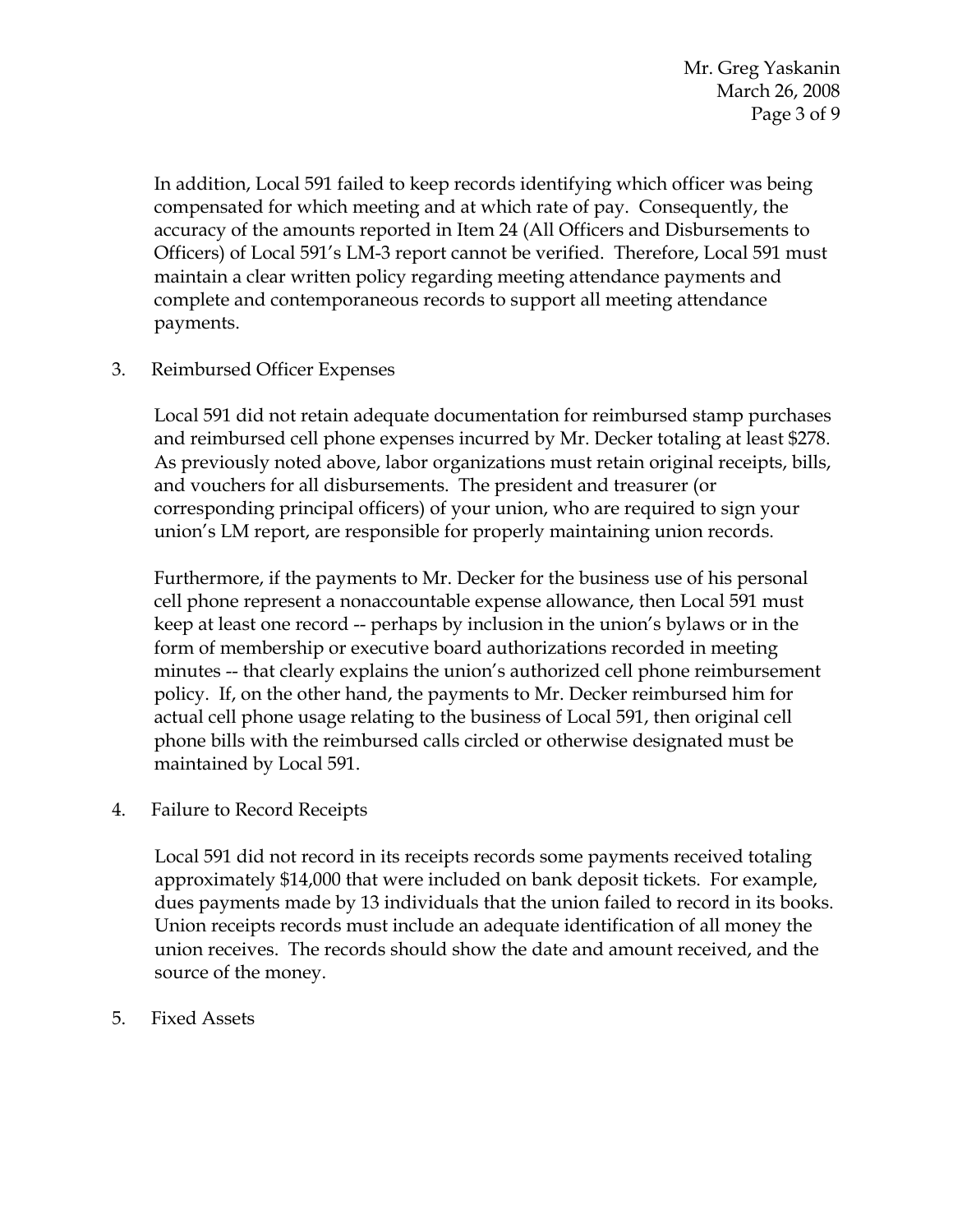In addition, Local 591 failed to keep records identifying which officer was being compensated for which meeting and at which rate of pay. Consequently, the accuracy of the amounts reported in Item 24 (All Officers and Disbursements to Officers) of Local 591's LM-3 report cannot be verified. Therefore, Local 591 must maintain a clear written policy regarding meeting attendance payments and complete and contemporaneous records to support all meeting attendance payments.

3. Reimbursed Officer Expenses

Local 591 did not retain adequate documentation for reimbursed stamp purchases and reimbursed cell phone expenses incurred by Mr. Decker totaling at least $278. As previously noted above, labor organizations must retain original receipts, bills, and vouchers for all disbursements. The president and treasurer (or corresponding principal officers) of your union, who are required to sign your union's LM report, are responsible for properly maintaining union records.

Furthermore, if the payments to Mr. Decker for the business use of his personal cell phone represent a nonaccountable expense allowance, then Local 591 must keep at least one record -- perhaps by inclusion in the union's bylaws or in the form of membership or executive board authorizations recorded in meeting minutes -- that clearly explains the union's authorized cell phone reimbursement policy. If, on the other hand, the payments to Mr. Decker reimbursed him for actual cell phone usage relating to the business of Local 591, then original cell phone bills with the reimbursed calls circled or otherwise designated must be maintained by Local 591.

4. Failure to Record Receipts

Local 591 did not record in its receipts records some payments received totaling approximately $14,000 that were included on bank deposit tickets. For example, dues payments made by 13 individuals that the union failed to record in its books. Union receipts records must include an adequate identification of all money the union receives. The records should show the date and amount received, and the source of the money.

5. Fixed Assets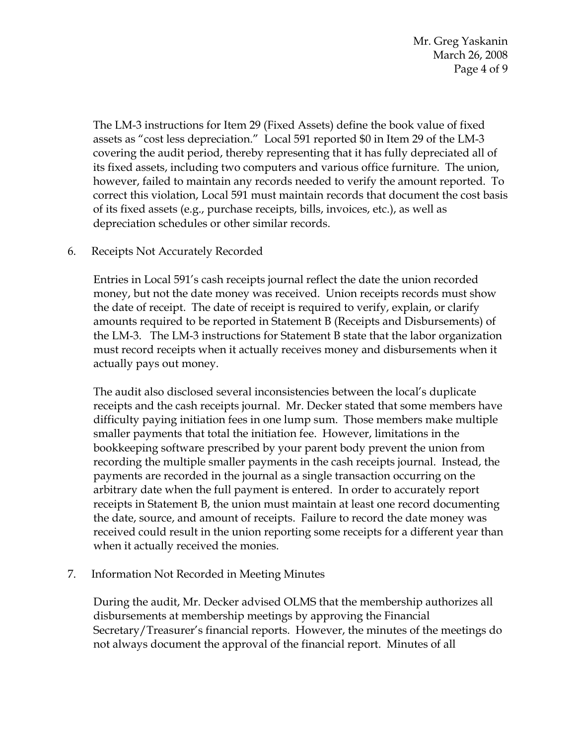The LM-3 instructions for Item 29 (Fixed Assets) define the book value of fixed assets as "cost less depreciation." Local 591 reported $0 in Item 29 of the LM-3 covering the audit period, thereby representing that it has fully depreciated all of its fixed assets, including two computers and various office furniture. The union, however, failed to maintain any records needed to verify the amount reported. To correct this violation, Local 591 must maintain records that document the cost basis of its fixed assets (e.g., purchase receipts, bills, invoices, etc.), as well as depreciation schedules or other similar records.

6. Receipts Not Accurately Recorded

   Entries in Local 591's cash receipts journal reflect the date the union recorded money, but not the date money was received. Union receipts records must show the date of receipt. The date of receipt is required to verify, explain, or clarify amounts required to be reported in Statement B (Receipts and Disbursements) of the LM-3. The LM-3 instructions for Statement B state that the labor organization must record receipts when it actually receives money and disbursements when it actually pays out money.

   The audit also disclosed several inconsistencies between the local's duplicate receipts and the cash receipts journal. Mr. Decker stated that some members have difficulty paying initiation fees in one lump sum. Those members make multiple smaller payments that total the initiation fee. However, limitations in the bookkeeping software prescribed by your parent body prevent the union from recording the multiple smaller payments in the cash receipts journal. Instead, the payments are recorded in the journal as a single transaction occurring on the arbitrary date when the full payment is entered. In order to accurately report receipts in Statement B, the union must maintain at least one record documenting the date, source, and amount of receipts. Failure to record the date money was received could result in the union reporting some receipts for a different year than when it actually received the monies.

7. Information Not Recorded in Meeting Minutes

   During the audit, Mr. Decker advised OLMS that the membership authorizes all disbursements at membership meetings by approving the Financial Secretary/Treasurer's financial reports. However, the minutes of the meetings do not always document the approval of the financial report. Minutes of all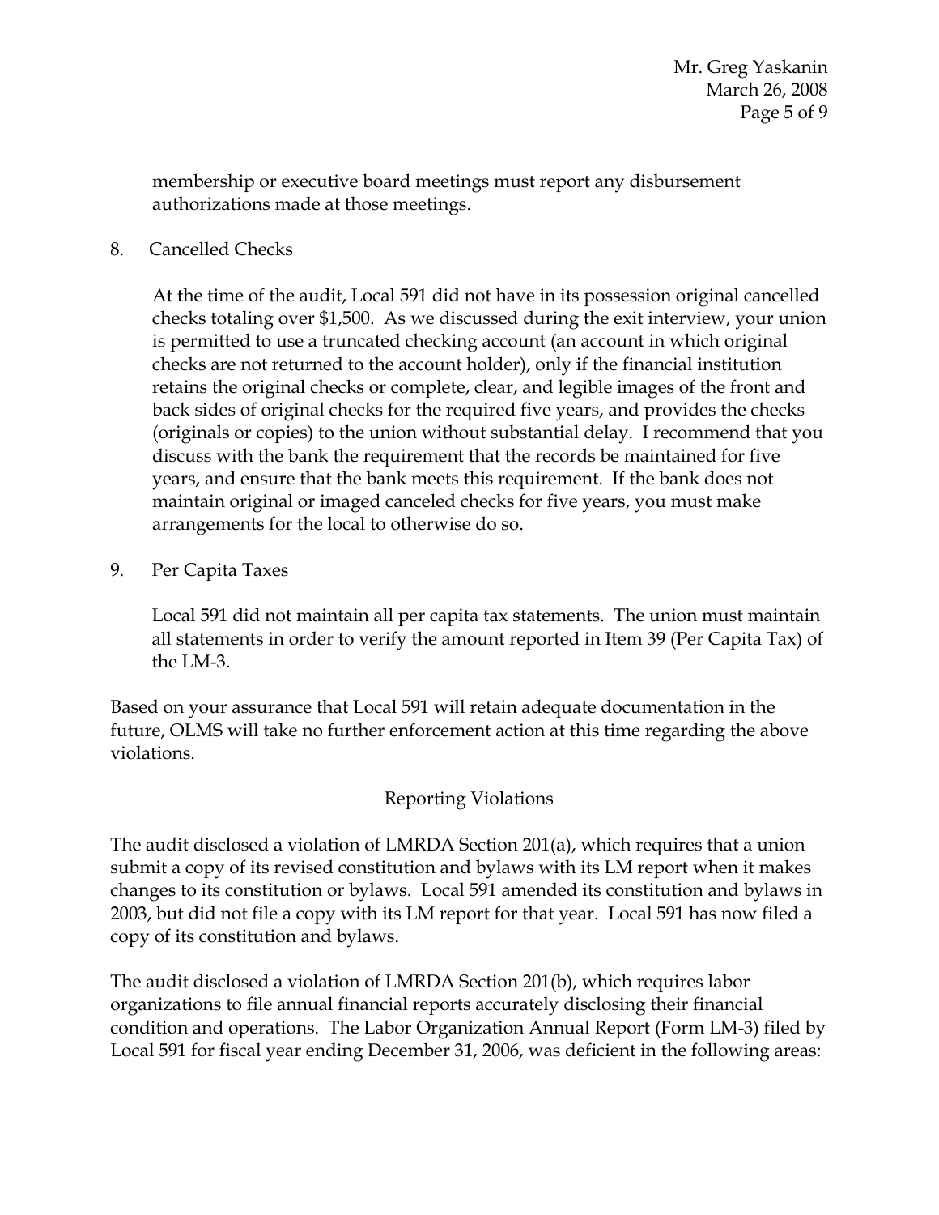membership or executive board meetings must report any disbursement authorizations made at those meetings.

8. Cancelled Checks

   At the time of the audit, Local 591 did not have in its possession original cancelled checks totaling over $1,500. As we discussed during the exit interview, your union is permitted to use a truncated checking account (an account in which original checks are not returned to the account holder), only if the financial institution retains the original checks or complete, clear, and legible images of the front and back sides of original checks for the required five years, and provides the checks (originals or copies) to the union without substantial delay. I recommend that you discuss with the bank the requirement that the records be maintained for five years, and ensure that the bank meets this requirement. If the bank does not maintain original or imaged canceled checks for five years, you must make arrangements for the local to otherwise do so.

9. Per Capita Taxes

   Local 591 did not maintain all per capita tax statements. The union must maintain all statements in order to verify the amount reported in Item 39 (Per Capita Tax) of the LM-3.

Based on your assurance that Local 591 will retain adequate documentation in the future, OLMS will take no further enforcement action at this time regarding the above violations.

## Reporting Violations

The audit disclosed a violation of LMRDA Section 201(a), which requires that a union submit a copy of its revised constitution and bylaws with its LM report when it makes changes to its constitution or bylaws. Local 591 amended its constitution and bylaws in 2003, but did not file a copy with its LM report for that year. Local 591 has now filed a copy of its constitution and bylaws.

The audit disclosed a violation of LMRDA Section 201(b), which requires labor organizations to file annual financial reports accurately disclosing their financial condition and operations. The Labor Organization Annual Report (Form LM-3) filed by Local 591 for fiscal year ending December 31, 2006, was deficient in the following areas: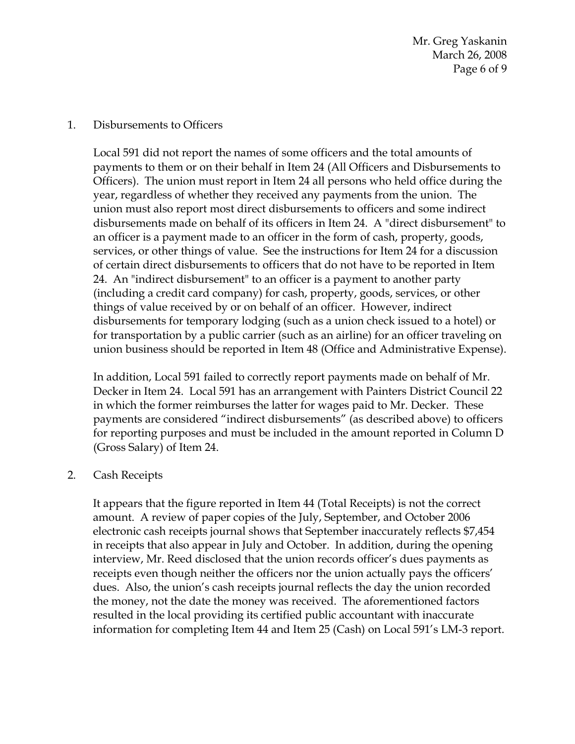1. Disbursements to Officers

   Local 591 did not report the names of some officers and the total amounts of payments to them or on their behalf in Item 24 (All Officers and Disbursements to Officers). The union must report in Item 24 all persons who held office during the year, regardless of whether they received any payments from the union. The union must also report most direct disbursements to officers and some indirect disbursements made on behalf of its officers in Item 24. A "direct disbursement" to an officer is a payment made to an officer in the form of cash, property, goods, services, or other things of value. See the instructions for Item 24 for a discussion of certain direct disbursements to officers that do not have to be reported in Item 24. An "indirect disbursement" to an officer is a payment to another party (including a credit card company) for cash, property, goods, services, or other things of value received by or on behalf of an officer. However, indirect disbursements for temporary lodging (such as a union check issued to a hotel) or for transportation by a public carrier (such as an airline) for an officer traveling on union business should be reported in Item 48 (Office and Administrative Expense).

   In addition, Local 591 failed to correctly report payments made on behalf of Mr. Decker in Item 24. Local 591 has an arrangement with Painters District Council 22 in which the former reimburses the latter for wages paid to Mr. Decker. These payments are considered "indirect disbursements" (as described above) to officers for reporting purposes and must be included in the amount reported in Column D (Gross Salary) of Item 24.

2. Cash Receipts

   It appears that the figure reported in Item 44 (Total Receipts) is not the correct amount. A review of paper copies of the July, September, and October 2006 electronic cash receipts journal shows that September inaccurately reflects $7,454 in receipts that also appear in July and October. In addition, during the opening interview, Mr. Reed disclosed that the union records officer's dues payments as receipts even though neither the officers nor the union actually pays the officers' dues. Also, the union's cash receipts journal reflects the day the union recorded the money, not the date the money was received. The aforementioned factors resulted in the local providing its certified public accountant with inaccurate information for completing Item 44 and Item 25 (Cash) on Local 591's LM-3 report.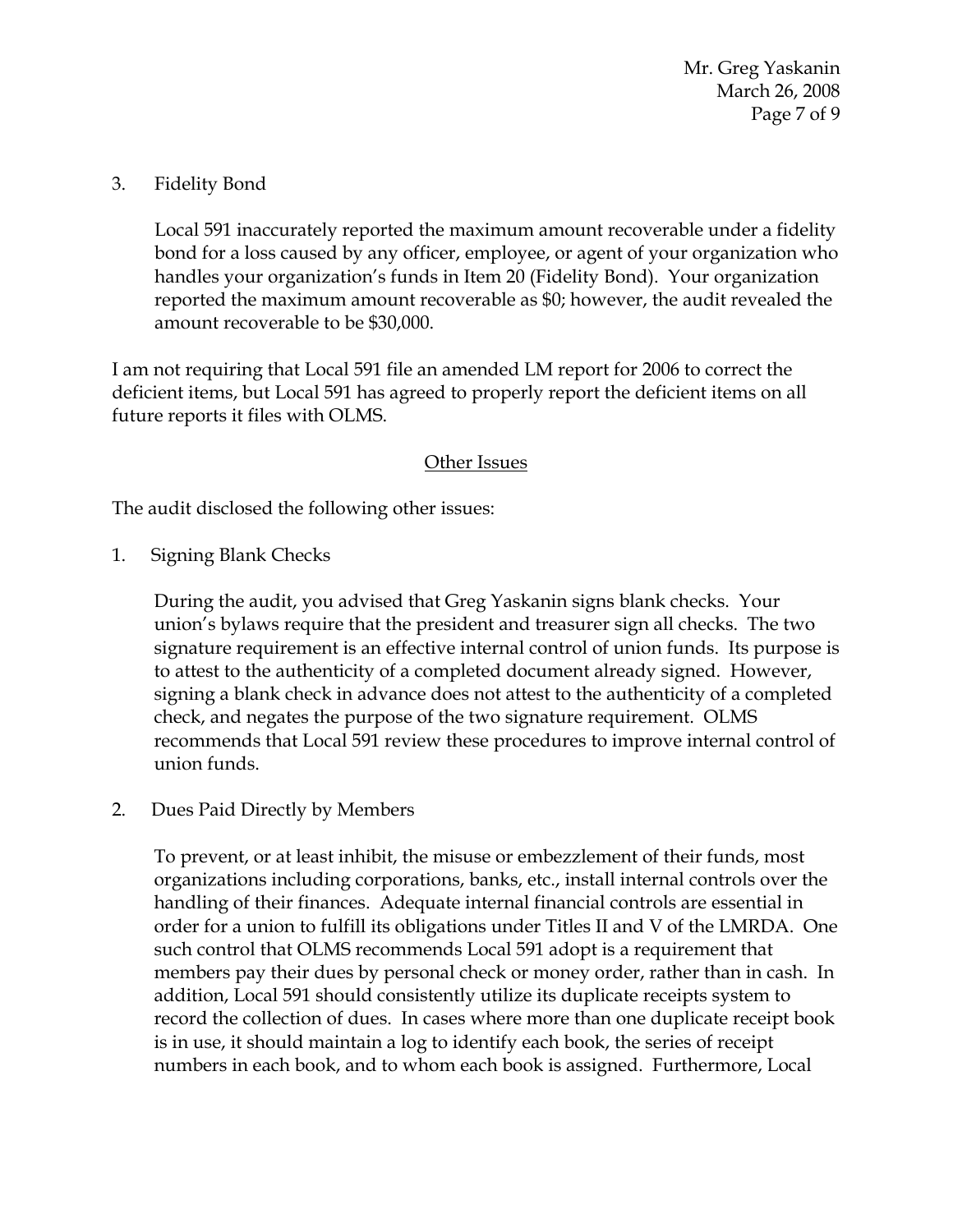3. Fidelity Bond

   Local 591 inaccurately reported the maximum amount recoverable under a fidelity bond for a loss caused by any officer, employee, or agent of your organization who handles your organization's funds in Item 20 (Fidelity Bond). Your organization reported the maximum amount recoverable as $0; however, the audit revealed the amount recoverable to be $30,000.

I am not requiring that Local 591 file an amended LM report for 2006 to correct the deficient items, but Local 591 has agreed to properly report the deficient items on all future reports it files with OLMS.

## Other Issues

The audit disclosed the following other issues:

1. Signing Blank Checks

   During the audit, you advised that Greg Yaskanin signs blank checks. Your union's bylaws require that the president and treasurer sign all checks. The two signature requirement is an effective internal control of union funds. Its purpose is to attest to the authenticity of a completed document already signed. However, signing a blank check in advance does not attest to the authenticity of a completed check, and negates the purpose of the two signature requirement. OLMS recommends that Local 591 review these procedures to improve internal control of union funds.

2. Dues Paid Directly by Members

   To prevent, or at least inhibit, the misuse or embezzlement of their funds, most organizations including corporations, banks, etc., install internal controls over the handling of their finances. Adequate internal financial controls are essential in order for a union to fulfill its obligations under Titles II and V of the LMRDA. One such control that OLMS recommends Local 591 adopt is a requirement that members pay their dues by personal check or money order, rather than in cash. In addition, Local 591 should consistently utilize its duplicate receipts system to record the collection of dues. In cases where more than one duplicate receipt book is in use, it should maintain a log to identify each book, the series of receipt numbers in each book, and to whom each book is assigned. Furthermore, Local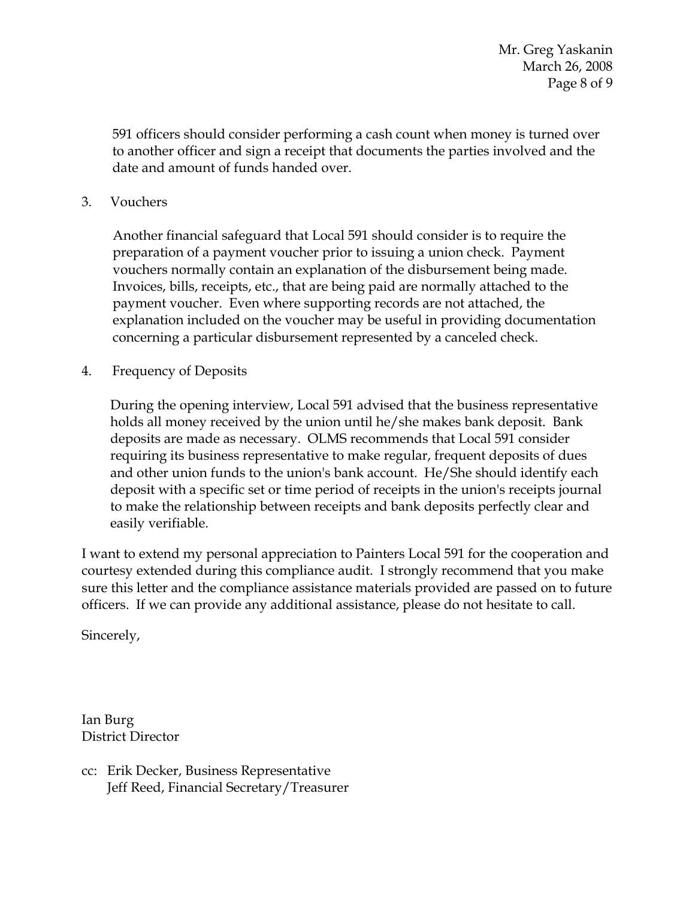591 officers should consider performing a cash count when money is turned over to another officer and sign a receipt that documents the parties involved and the date and amount of funds handed over.

3. Vouchers

   Another financial safeguard that Local 591 should consider is to require the preparation of a payment voucher prior to issuing a union check. Payment vouchers normally contain an explanation of the disbursement being made. Invoices, bills, receipts, etc., that are being paid are normally attached to the payment voucher. Even where supporting records are not attached, the explanation included on the voucher may be useful in providing documentation concerning a particular disbursement represented by a canceled check.

4. Frequency of Deposits

   During the opening interview, Local 591 advised that the business representative holds all money received by the union until he/she makes bank deposit. Bank deposits are made as necessary. OLMS recommends that Local 591 consider requiring its business representative to make regular, frequent deposits of dues and other union funds to the union's bank account. He/She should identify each deposit with a specific set or time period of receipts in the union's receipts journal to make the relationship between receipts and bank deposits perfectly clear and easily verifiable.

I want to extend my personal appreciation to Painters Local 591 for the cooperation and courtesy extended during this compliance audit. I strongly recommend that you make sure this letter and the compliance assistance materials provided are passed on to future officers. If we can provide any additional assistance, please do not hesitate to call.

Sincerely,

Ian Burg
District Director

cc: Erik Decker, Business Representative
    Jeff Reed, Financial Secretary/Treasurer